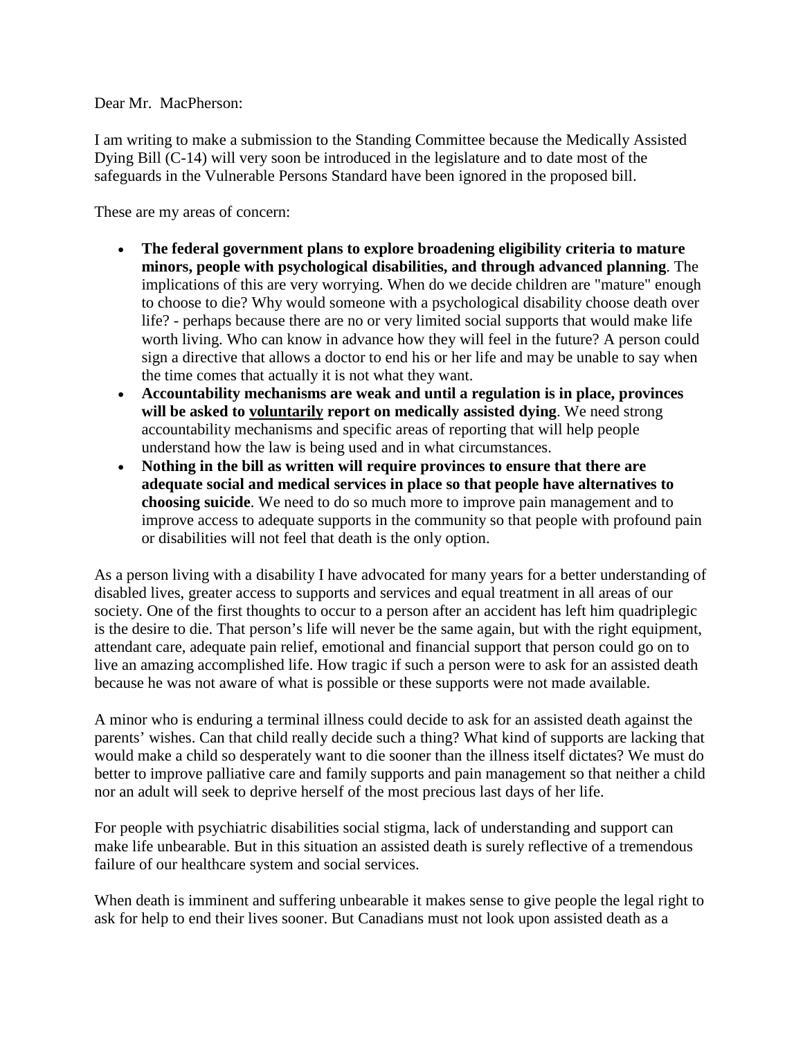Dear Mr. MacPherson:

I am writing to make a submission to the Standing Committee because the Medically Assisted Dying Bill (C-14) will very soon be introduced in the legislature and to date most of the safeguards in the Vulnerable Persons Standard have been ignored in the proposed bill.

These are my areas of concern:

- **The federal government plans to explore broadening eligibility criteria to mature minors, people with psychological disabilities, and through advanced planning**. The implications of this are very worrying. When do we decide children are "mature" enough to choose to die? Why would someone with a psychological disability choose death over life? - perhaps because there are no or very limited social supports that would make life worth living. Who can know in advance how they will feel in the future? A person could sign a directive that allows a doctor to end his or her life and may be unable to say when the time comes that actually it is not what they want.
- **Accountability mechanisms are weak and until a regulation is in place, provinces will be asked to <u>voluntarily</u> report on medically assisted dying**. We need strong accountability mechanisms and specific areas of reporting that will help people understand how the law is being used and in what circumstances.
- **Nothing in the bill as written will require provinces to ensure that there are adequate social and medical services in place so that people have alternatives to choosing suicide**. We need to do so much more to improve pain management and to improve access to adequate supports in the community so that people with profound pain or disabilities will not feel that death is the only option.

As a person living with a disability I have advocated for many years for a better understanding of disabled lives, greater access to supports and services and equal treatment in all areas of our society. One of the first thoughts to occur to a person after an accident has left him quadriplegic is the desire to die. That person's life will never be the same again, but with the right equipment, attendant care, adequate pain relief, emotional and financial support that person could go on to live an amazing accomplished life. How tragic if such a person were to ask for an assisted death because he was not aware of what is possible or these supports were not made available.

A minor who is enduring a terminal illness could decide to ask for an assisted death against the parents' wishes. Can that child really decide such a thing? What kind of supports are lacking that would make a child so desperately want to die sooner than the illness itself dictates? We must do better to improve palliative care and family supports and pain management so that neither a child nor an adult will seek to deprive herself of the most precious last days of her life.

For people with psychiatric disabilities social stigma, lack of understanding and support can make life unbearable. But in this situation an assisted death is surely reflective of a tremendous failure of our healthcare system and social services.

When death is imminent and suffering unbearable it makes sense to give people the legal right to ask for help to end their lives sooner. But Canadians must not look upon assisted death as a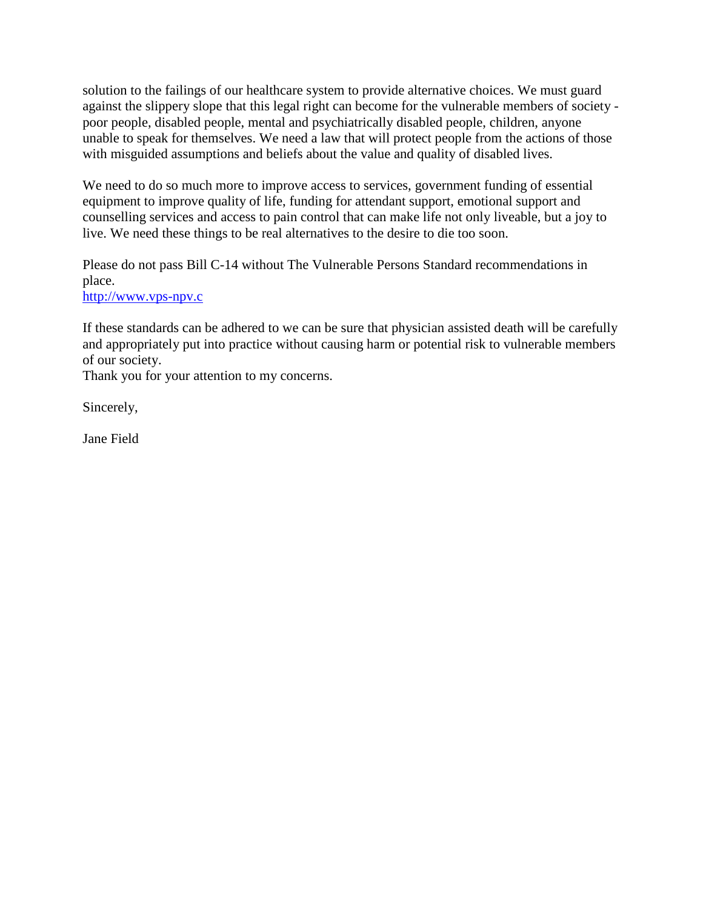solution to the failings of our healthcare system to provide alternative choices. We must guard against the slippery slope that this legal right can become for the vulnerable members of society - poor people, disabled people, mental and psychiatrically disabled people, children, anyone unable to speak for themselves. We need a law that will protect people from the actions of those with misguided assumptions and beliefs about the value and quality of disabled lives.

We need to do so much more to improve access to services, government funding of essential equipment to improve quality of life, funding for attendant support, emotional support and counselling services and access to pain control that can make life not only liveable, but a joy to live. We need these things to be real alternatives to the desire to die too soon.

Please do not pass Bill C-14 without The Vulnerable Persons Standard recommendations in place.
http://www.vps-npv.c

If these standards can be adhered to we can be sure that physician assisted death will be carefully and appropriately put into practice without causing harm or potential risk to vulnerable members of our society.
Thank you for your attention to my concerns.

Sincerely,

Jane Field